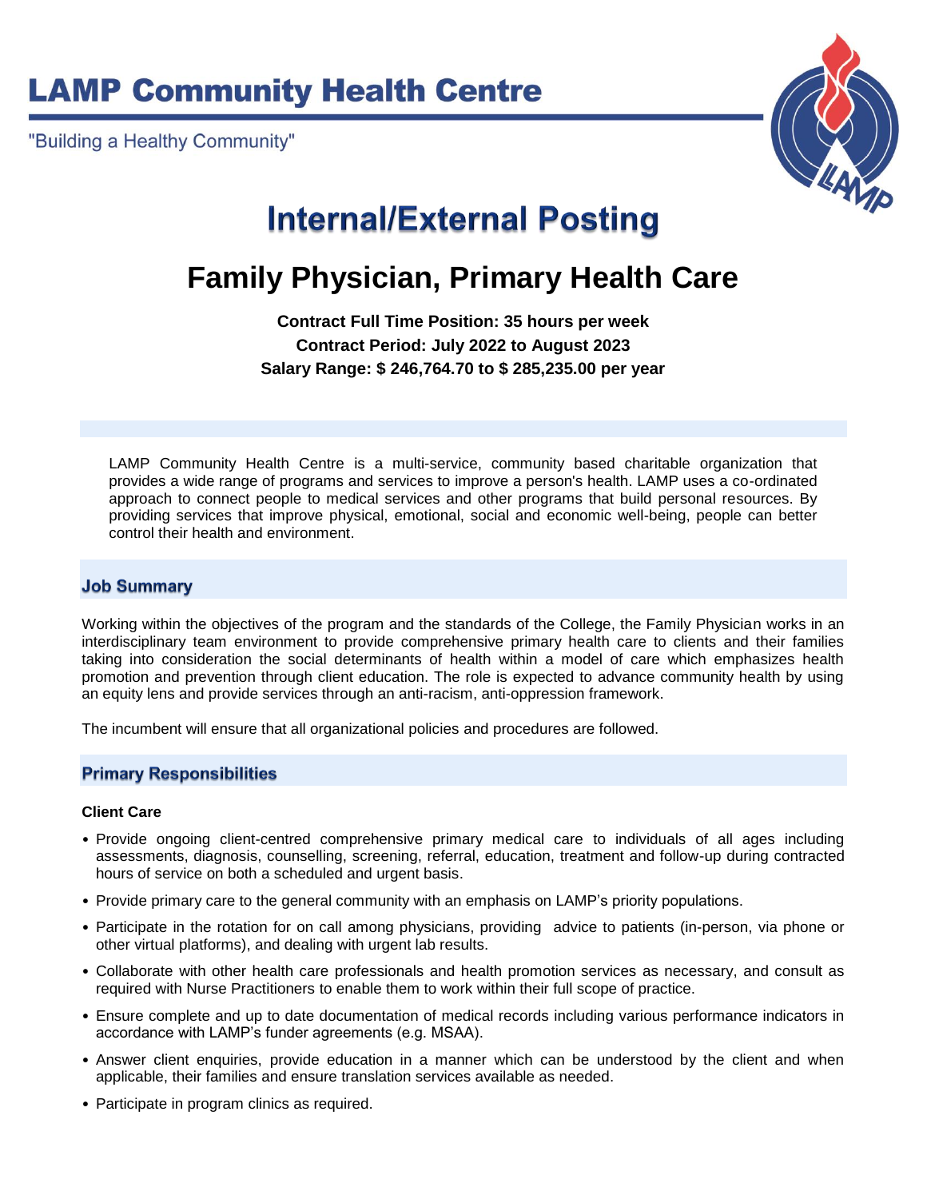# LAMP Community Health Centre

"Building a Healthy Community"

# Internal/External Posting

# Family Physician, Primary Health Care

**Contract Full Time Position: 35 hours per week**
**Contract Period: July 2022 to August 2023**
**Salary Range: $ 246,764.70 to $ 285,235.00 per year**

LAMP Community Health Centre is a multi-service, community based charitable organization that provides a wide range of programs and services to improve a person's health. LAMP uses a co-ordinated approach to connect people to medical services and other programs that build personal resources. By providing services that improve physical, emotional, social and economic well-being, people can better control their health and environment.

## Job Summary

Working within the objectives of the program and the standards of the College, the Family Physician works in an interdisciplinary team environment to provide comprehensive primary health care to clients and their families taking into consideration the social determinants of health within a model of care which emphasizes health promotion and prevention through client education. The role is expected to advance community health by using an equity lens and provide services through an anti-racism, anti-oppression framework.

The incumbent will ensure that all organizational policies and procedures are followed.

## Primary Responsibilities

### Client Care

- Provide ongoing client-centred comprehensive primary medical care to individuals of all ages including assessments, diagnosis, counselling, screening, referral, education, treatment and follow-up during contracted hours of service on both a scheduled and urgent basis.
- Provide primary care to the general community with an emphasis on LAMP's priority populations.
- Participate in the rotation for on call among physicians, providing advice to patients (in-person, via phone or other virtual platforms), and dealing with urgent lab results.
- Collaborate with other health care professionals and health promotion services as necessary, and consult as required with Nurse Practitioners to enable them to work within their full scope of practice.
- Ensure complete and up to date documentation of medical records including various performance indicators in accordance with LAMP's funder agreements (e.g. MSAA).
- Answer client enquiries, provide education in a manner which can be understood by the client and when applicable, their families and ensure translation services available as needed.
- Participate in program clinics as required.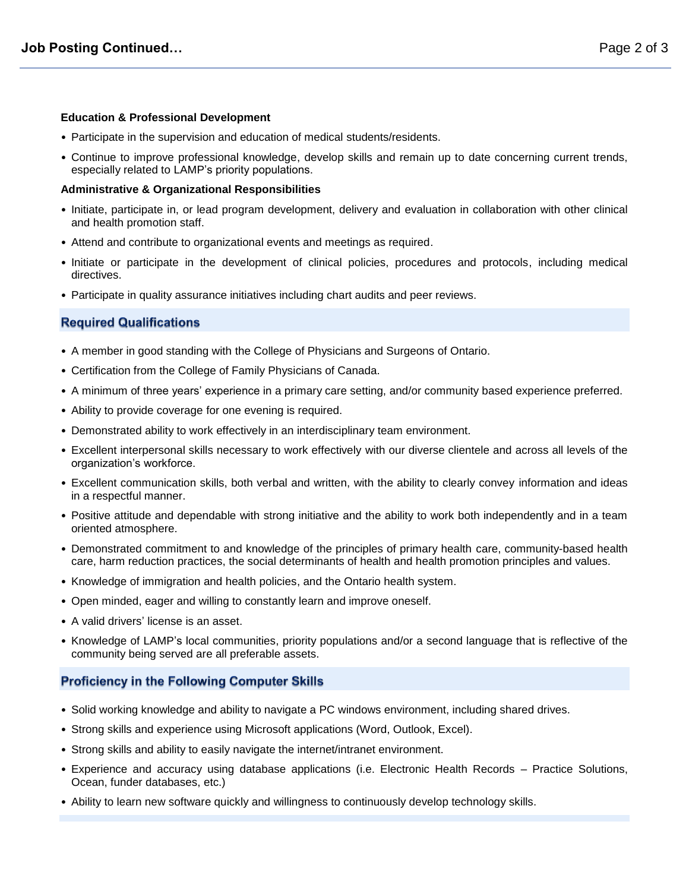### Education & Professional Development

- Participate in the supervision and education of medical students/residents.
- Continue to improve professional knowledge, develop skills and remain up to date concerning current trends, especially related to LAMP's priority populations.

### Administrative & Organizational Responsibilities

- Initiate, participate in, or lead program development, delivery and evaluation in collaboration with other clinical and health promotion staff.
- Attend and contribute to organizational events and meetings as required.
- Initiate or participate in the development of clinical policies, procedures and protocols, including medical directives.
- Participate in quality assurance initiatives including chart audits and peer reviews.

## Required Qualifications

- A member in good standing with the College of Physicians and Surgeons of Ontario.
- Certification from the College of Family Physicians of Canada.
- A minimum of three years' experience in a primary care setting, and/or community based experience preferred.
- Ability to provide coverage for one evening is required.
- Demonstrated ability to work effectively in an interdisciplinary team environment.
- Excellent interpersonal skills necessary to work effectively with our diverse clientele and across all levels of the organization's workforce.
- Excellent communication skills, both verbal and written, with the ability to clearly convey information and ideas in a respectful manner.
- Positive attitude and dependable with strong initiative and the ability to work both independently and in a team oriented atmosphere.
- Demonstrated commitment to and knowledge of the principles of primary health care, community-based health care, harm reduction practices, the social determinants of health and health promotion principles and values.
- Knowledge of immigration and health policies, and the Ontario health system.
- Open minded, eager and willing to constantly learn and improve oneself.
- A valid drivers' license is an asset.
- Knowledge of LAMP's local communities, priority populations and/or a second language that is reflective of the community being served are all preferable assets.

## Proficiency in the Following Computer Skills

- Solid working knowledge and ability to navigate a PC windows environment, including shared drives.
- Strong skills and experience using Microsoft applications (Word, Outlook, Excel).
- Strong skills and ability to easily navigate the internet/intranet environment.
- Experience and accuracy using database applications (i.e. Electronic Health Records – Practice Solutions, Ocean, funder databases, etc.)
- Ability to learn new software quickly and willingness to continuously develop technology skills.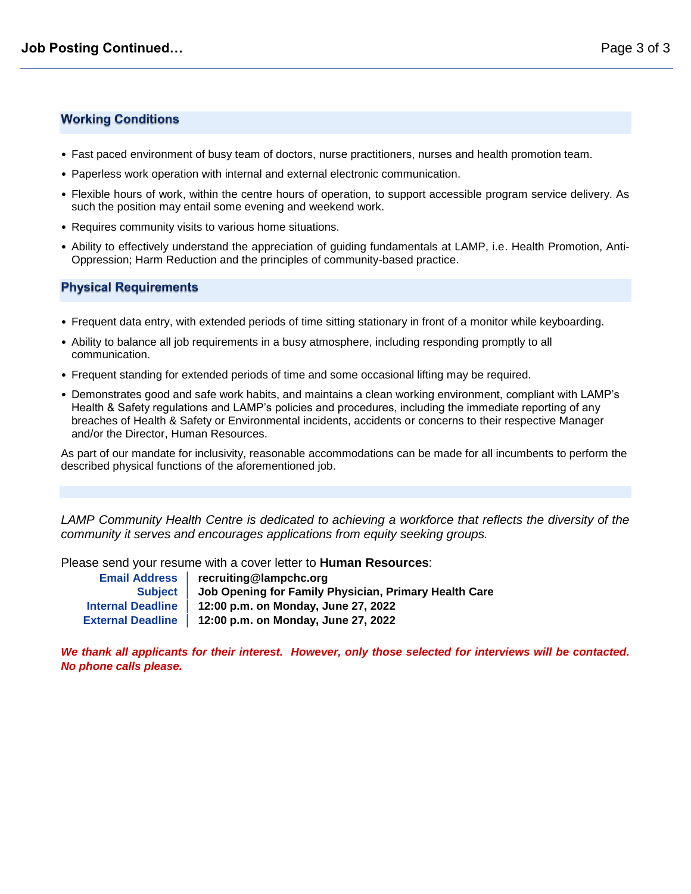## Working Conditions

- Fast paced environment of busy team of doctors, nurse practitioners, nurses and health promotion team.
- Paperless work operation with internal and external electronic communication.
- Flexible hours of work, within the centre hours of operation, to support accessible program service delivery. As such the position may entail some evening and weekend work.
- Requires community visits to various home situations.
- Ability to effectively understand the appreciation of guiding fundamentals at LAMP, i.e. Health Promotion, Anti-Oppression; Harm Reduction and the principles of community-based practice.

## Physical Requirements

- Frequent data entry, with extended periods of time sitting stationary in front of a monitor while keyboarding.
- Ability to balance all job requirements in a busy atmosphere, including responding promptly to all communication.
- Frequent standing for extended periods of time and some occasional lifting may be required.
- Demonstrates good and safe work habits, and maintains a clean working environment, compliant with LAMP's Health & Safety regulations and LAMP's policies and procedures, including the immediate reporting of any breaches of Health & Safety or Environmental incidents, accidents or concerns to their respective Manager and/or the Director, Human Resources.

As part of our mandate for inclusivity, reasonable accommodations can be made for all incumbents to perform the described physical functions of the aforementioned job.

*LAMP Community Health Centre is dedicated to achieving a workforce that reflects the diversity of the community it serves and encourages applications from equity seeking groups.*

Please send your resume with a cover letter to **Human Resources**:

| | |
|---|---|
| **Email Address** | **recruiting@lampchc.org** |
| **Subject** | **Job Opening for Family Physician, Primary Health Care** |
| **Internal Deadline** | **12:00 p.m. on Monday, June 27, 2022** |
| **External Deadline** | **12:00 p.m. on Monday, June 27, 2022** |

***We thank all applicants for their interest. However, only those selected for interviews will be contacted. No phone calls please.***